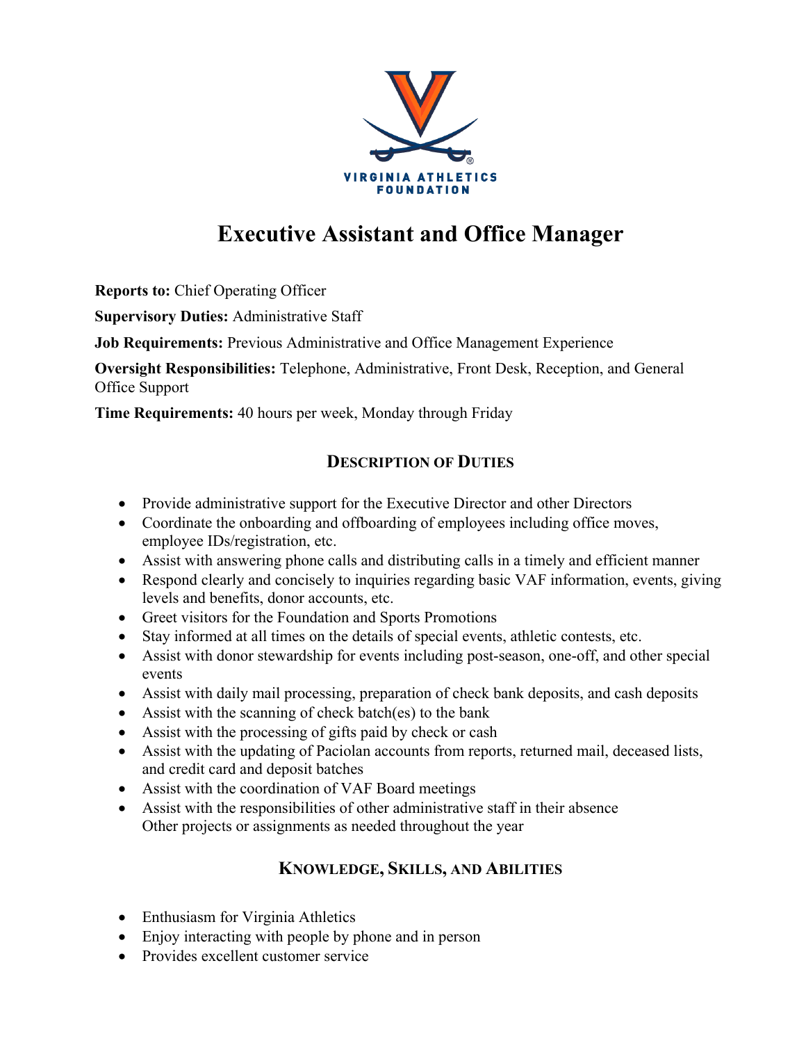VIRGINIA ATHLETICS FOUNDATION

# Executive Assistant and Office Manager

**Reports to:** Chief Operating Officer

**Supervisory Duties:** Administrative Staff

**Job Requirements:** Previous Administrative and Office Management Experience

**Oversight Responsibilities:** Telephone, Administrative, Front Desk, Reception, and General Office Support

**Time Requirements:** 40 hours per week, Monday through Friday

## Description of Duties

- Provide administrative support for the Executive Director and other Directors
- Coordinate the onboarding and offboarding of employees including office moves, employee IDs/registration, etc.
- Assist with answering phone calls and distributing calls in a timely and efficient manner
- Respond clearly and concisely to inquiries regarding basic VAF information, events, giving levels and benefits, donor accounts, etc.
- Greet visitors for the Foundation and Sports Promotions
- Stay informed at all times on the details of special events, athletic contests, etc.
- Assist with donor stewardship for events including post-season, one-off, and other special events
- Assist with daily mail processing, preparation of check bank deposits, and cash deposits
- Assist with the scanning of check batch(es) to the bank
- Assist with the processing of gifts paid by check or cash
- Assist with the updating of Paciolan accounts from reports, returned mail, deceased lists, and credit card and deposit batches
- Assist with the coordination of VAF Board meetings
- Assist with the responsibilities of other administrative staff in their absence
  Other projects or assignments as needed throughout the year

## Knowledge, Skills, and Abilities

- Enthusiasm for Virginia Athletics
- Enjoy interacting with people by phone and in person
- Provides excellent customer service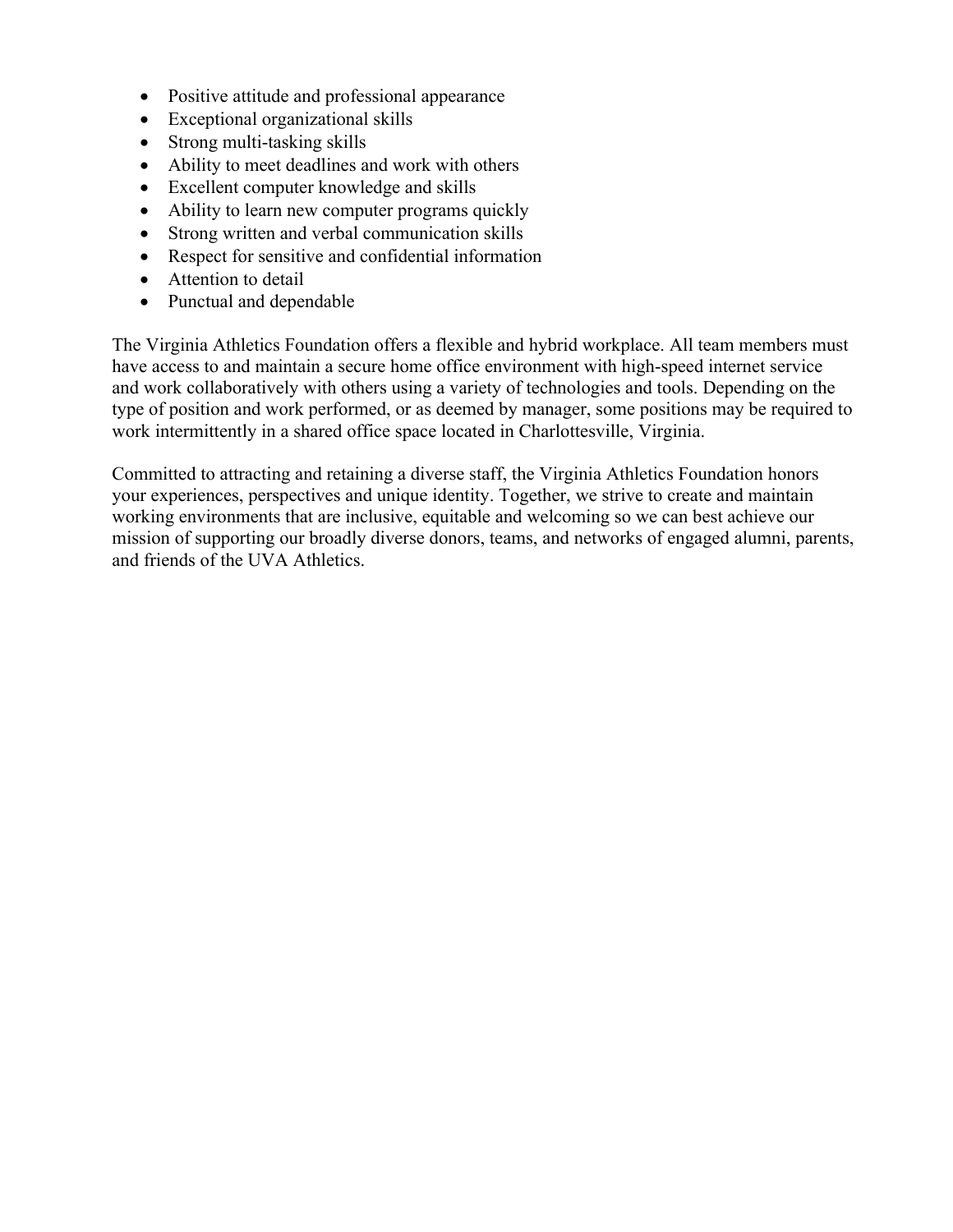- Positive attitude and professional appearance
- Exceptional organizational skills
- Strong multi-tasking skills
- Ability to meet deadlines and work with others
- Excellent computer knowledge and skills
- Ability to learn new computer programs quickly
- Strong written and verbal communication skills
- Respect for sensitive and confidential information
- Attention to detail
- Punctual and dependable

The Virginia Athletics Foundation offers a flexible and hybrid workplace. All team members must have access to and maintain a secure home office environment with high-speed internet service and work collaboratively with others using a variety of technologies and tools. Depending on the type of position and work performed, or as deemed by manager, some positions may be required to work intermittently in a shared office space located in Charlottesville, Virginia.

Committed to attracting and retaining a diverse staff, the Virginia Athletics Foundation honors your experiences, perspectives and unique identity. Together, we strive to create and maintain working environments that are inclusive, equitable and welcoming so we can best achieve our mission of supporting our broadly diverse donors, teams, and networks of engaged alumni, parents, and friends of the UVA Athletics.